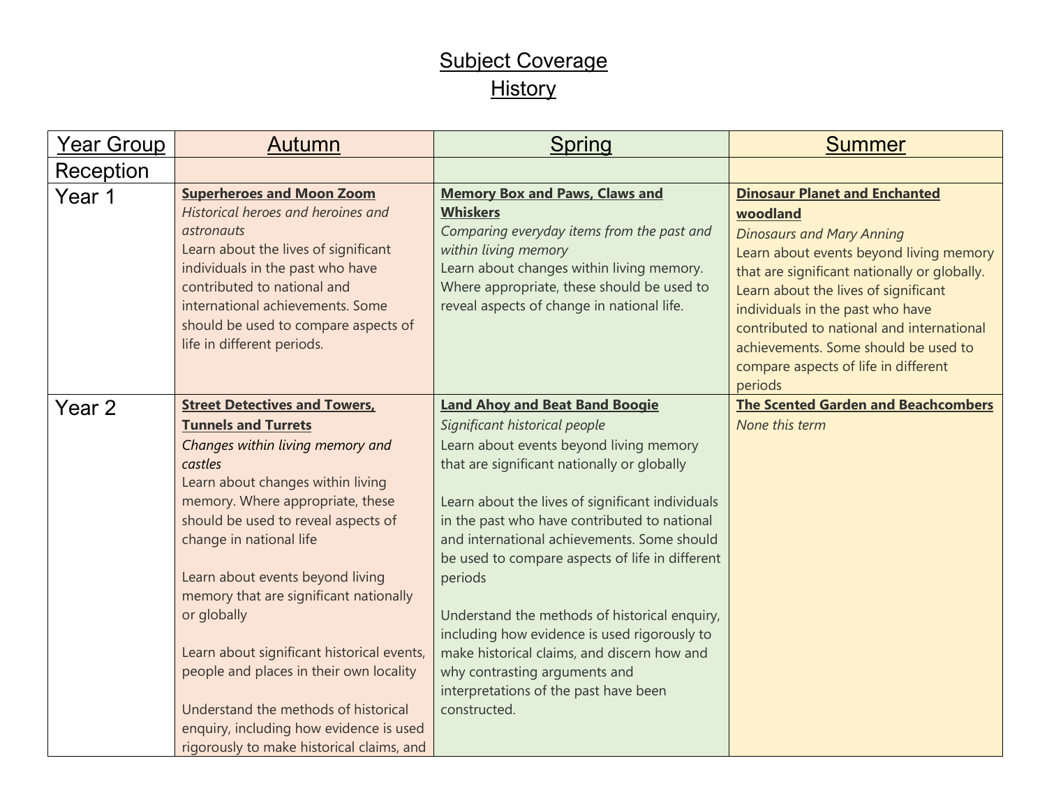# Subject Coverage

## History

| Year Group | Autumn | Spring | Summer |
|---|---|---|---|
| Reception | | | |
| Year 1 | **Superheroes and Moon Zoom**<br>*Historical heroes and heroines and astronauts*<br>Learn about the lives of significant individuals in the past who have contributed to national and international achievements. Some should be used to compare aspects of life in different periods. | **Memory Box and Paws, Claws and Whiskers**<br>*Comparing everyday items from the past and within living memory*<br>Learn about changes within living memory. Where appropriate, these should be used to reveal aspects of change in national life. | **Dinosaur Planet and Enchanted woodland**<br>*Dinosaurs and Mary Anning*<br>Learn about events beyond living memory that are significant nationally or globally. Learn about the lives of significant individuals in the past who have contributed to national and international achievements. Some should be used to compare aspects of life in different periods |
| Year 2 | **Street Detectives and Towers, Tunnels and Turrets**<br>*Changes within living memory and castles*<br>Learn about changes within living memory. Where appropriate, these should be used to reveal aspects of change in national life<br><br>Learn about events beyond living memory that are significant nationally or globally<br><br>Learn about significant historical events, people and places in their own locality<br><br>Understand the methods of historical enquiry, including how evidence is used rigorously to make historical claims, and | **Land Ahoy and Beat Band Boogie**<br>*Significant historical people*<br>Learn about events beyond living memory that are significant nationally or globally<br><br>Learn about the lives of significant individuals in the past who have contributed to national and international achievements. Some should be used to compare aspects of life in different periods<br><br>Understand the methods of historical enquiry, including how evidence is used rigorously to make historical claims, and discern how and why contrasting arguments and interpretations of the past have been constructed. | **The Scented Garden and Beachcombers**<br>*None this term* |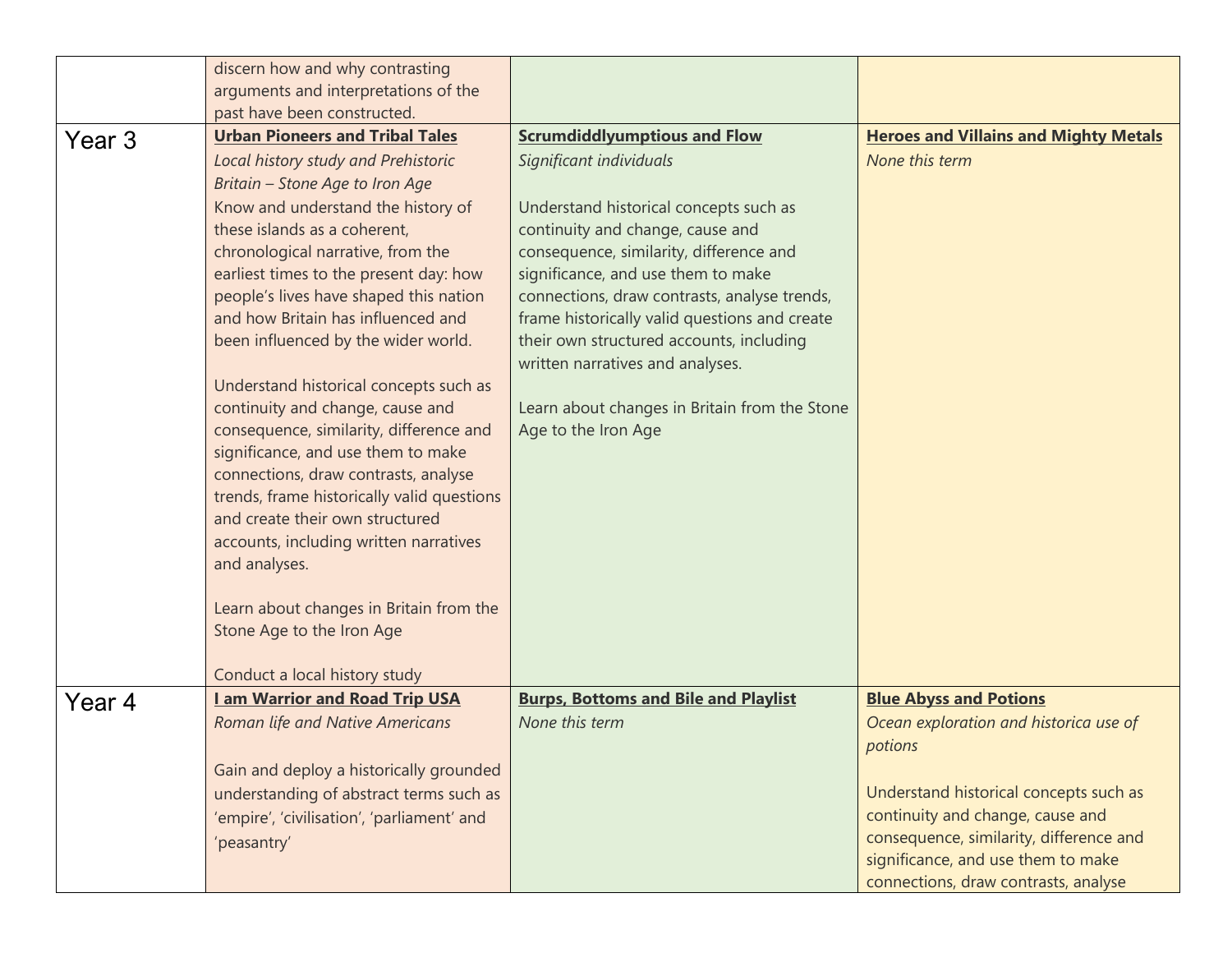| | | | |
|---|---|---|---|
| | discern how and why contrasting arguments and interpretations of the past have been constructed. | | |
| Year 3 | **Urban Pioneers and Tribal Tales**<br>*Local history study and Prehistoric Britain – Stone Age to Iron Age*<br>Know and understand the history of these islands as a coherent, chronological narrative, from the earliest times to the present day: how people's lives have shaped this nation and how Britain has influenced and been influenced by the wider world.<br><br>Understand historical concepts such as continuity and change, cause and consequence, similarity, difference and significance, and use them to make connections, draw contrasts, analyse trends, frame historically valid questions and create their own structured accounts, including written narratives and analyses.<br><br>Learn about changes in Britain from the Stone Age to the Iron Age<br><br>Conduct a local history study | **Scrumdiddlyumptious and Flow**<br>*Significant individuals*<br><br>Understand historical concepts such as continuity and change, cause and consequence, similarity, difference and significance, and use them to make connections, draw contrasts, analyse trends, frame historically valid questions and create their own structured accounts, including written narratives and analyses.<br><br>Learn about changes in Britain from the Stone Age to the Iron Age | **Heroes and Villains and Mighty Metals**<br>*None this term* |
| Year 4 | **I am Warrior and Road Trip USA**<br>*Roman life and Native Americans*<br><br>Gain and deploy a historically grounded understanding of abstract terms such as 'empire', 'civilisation', 'parliament' and 'peasantry' | **Burps, Bottoms and Bile and Playlist**<br>*None this term* | **Blue Abyss and Potions**<br>*Ocean exploration and historica use of potions*<br><br>Understand historical concepts such as continuity and change, cause and consequence, similarity, difference and significance, and use them to make connections, draw contrasts, analyse |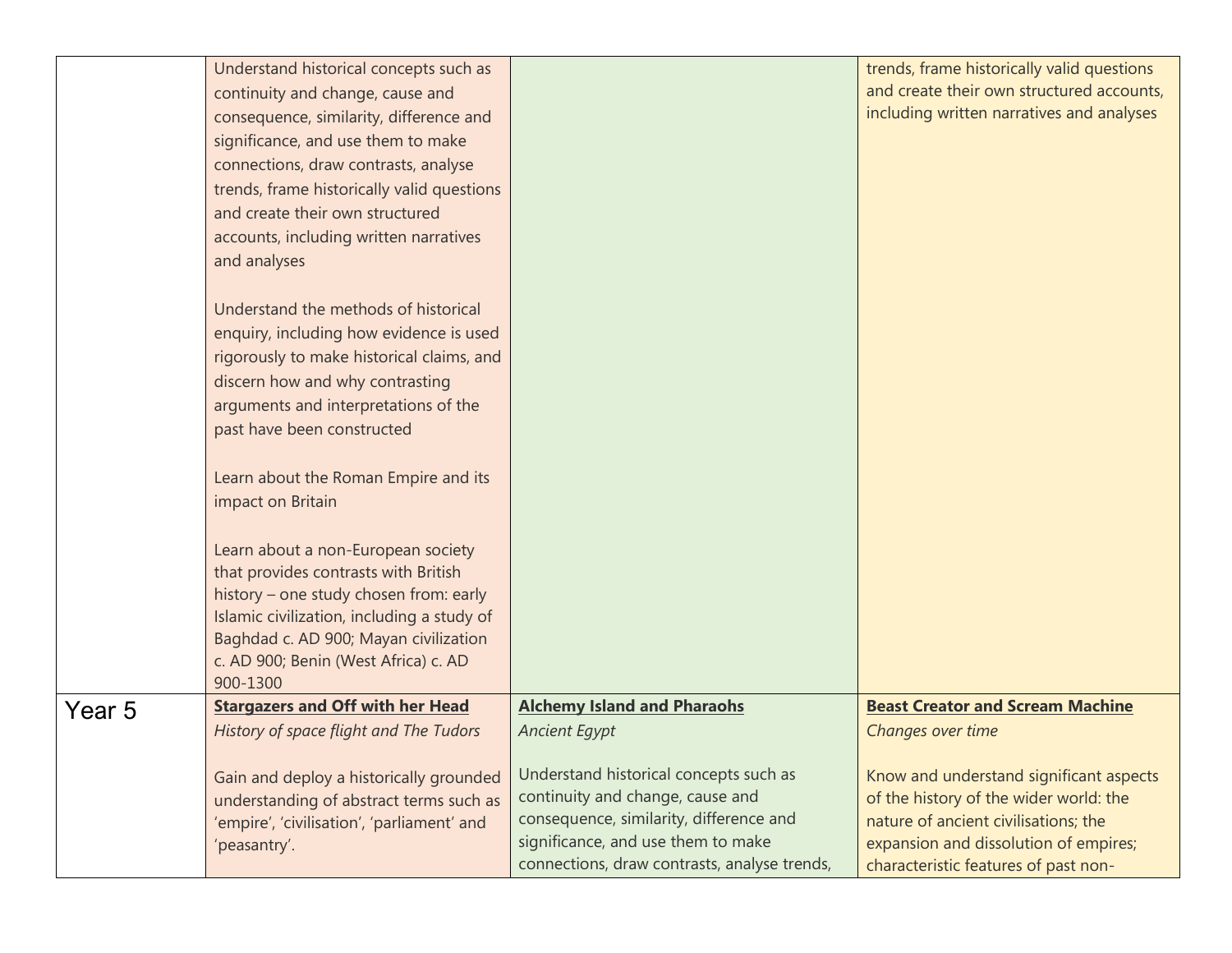| | | | |
|---|---|---|---|
| | Understand historical concepts such as continuity and change, cause and consequence, similarity, difference and significance, and use them to make connections, draw contrasts, analyse trends, frame historically valid questions and create their own structured accounts, including written narratives and analyses<br><br>Understand the methods of historical enquiry, including how evidence is used rigorously to make historical claims, and discern how and why contrasting arguments and interpretations of the past have been constructed<br><br>Learn about the Roman Empire and its impact on Britain<br><br>Learn about a non-European society that provides contrasts with British history – one study chosen from: early Islamic civilization, including a study of Baghdad c. AD 900; Mayan civilization c. AD 900; Benin (West Africa) c. AD 900-1300 | | trends, frame historically valid questions and create their own structured accounts, including written narratives and analyses |
| Year 5 | **Stargazers and Off with her Head**<br>*History of space flight and The Tudors*<br><br>Gain and deploy a historically grounded understanding of abstract terms such as 'empire', 'civilisation', 'parliament' and 'peasantry'. | **Alchemy Island and Pharaohs**<br>*Ancient Egypt*<br><br>Understand historical concepts such as continuity and change, cause and consequence, similarity, difference and significance, and use them to make connections, draw contrasts, analyse trends, | **Beast Creator and Scream Machine**<br>*Changes over time*<br><br>Know and understand significant aspects of the history of the wider world: the nature of ancient civilisations; the expansion and dissolution of empires; characteristic features of past non- |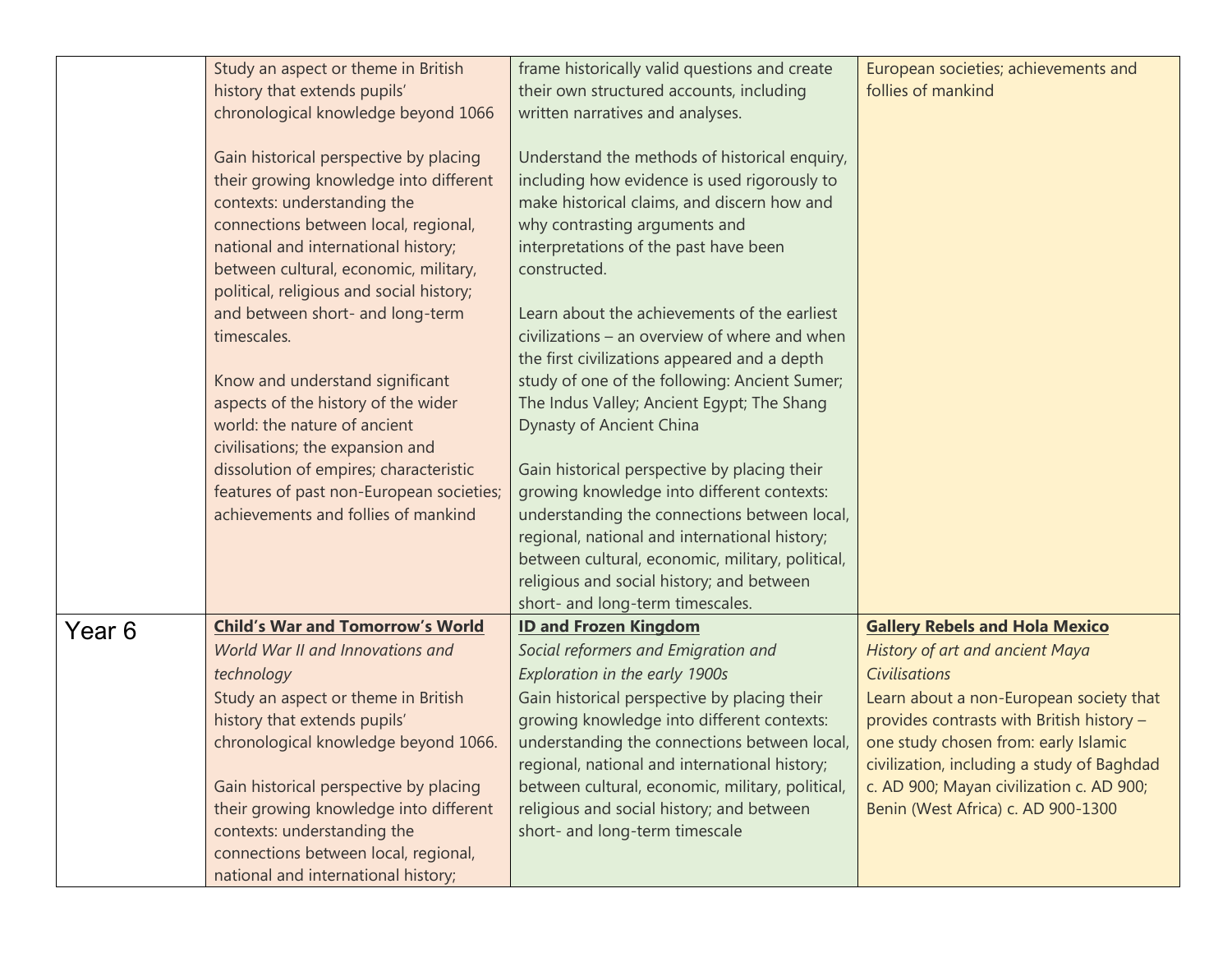| | | | |
|---|---|---|---|
| | Study an aspect or theme in British history that extends pupils' chronological knowledge beyond 1066<br><br>Gain historical perspective by placing their growing knowledge into different contexts: understanding the connections between local, regional, national and international history; between cultural, economic, military, political, religious and social history; and between short- and long-term timescales.<br><br>Know and understand significant aspects of the history of the wider world: the nature of ancient civilisations; the expansion and dissolution of empires; characteristic features of past non-European societies; achievements and follies of mankind | frame historically valid questions and create their own structured accounts, including written narratives and analyses.<br><br>Understand the methods of historical enquiry, including how evidence is used rigorously to make historical claims, and discern how and why contrasting arguments and interpretations of the past have been constructed.<br><br>Learn about the achievements of the earliest civilizations – an overview of where and when the first civilizations appeared and a depth study of one of the following: Ancient Sumer; The Indus Valley; Ancient Egypt; The Shang Dynasty of Ancient China<br><br>Gain historical perspective by placing their growing knowledge into different contexts: understanding the connections between local, regional, national and international history; between cultural, economic, military, political, religious and social history; and between short- and long-term timescales. | European societies; achievements and follies of mankind |
| Year 6 | **Child's War and Tomorrow's World**<br>*World War II and Innovations and technology*<br>Study an aspect or theme in British history that extends pupils' chronological knowledge beyond 1066.<br><br>Gain historical perspective by placing their growing knowledge into different contexts: understanding the connections between local, regional, national and international history; | **ID and Frozen Kingdom**<br>*Social reformers and Emigration and Exploration in the early 1900s*<br>Gain historical perspective by placing their growing knowledge into different contexts: understanding the connections between local, regional, national and international history; between cultural, economic, military, political, religious and social history; and between short- and long-term timescale | **Gallery Rebels and Hola Mexico**<br>*History of art and ancient Maya Civilisations*<br>Learn about a non-European society that provides contrasts with British history – one study chosen from: early Islamic civilization, including a study of Baghdad c. AD 900; Mayan civilization c. AD 900; Benin (West Africa) c. AD 900-1300 |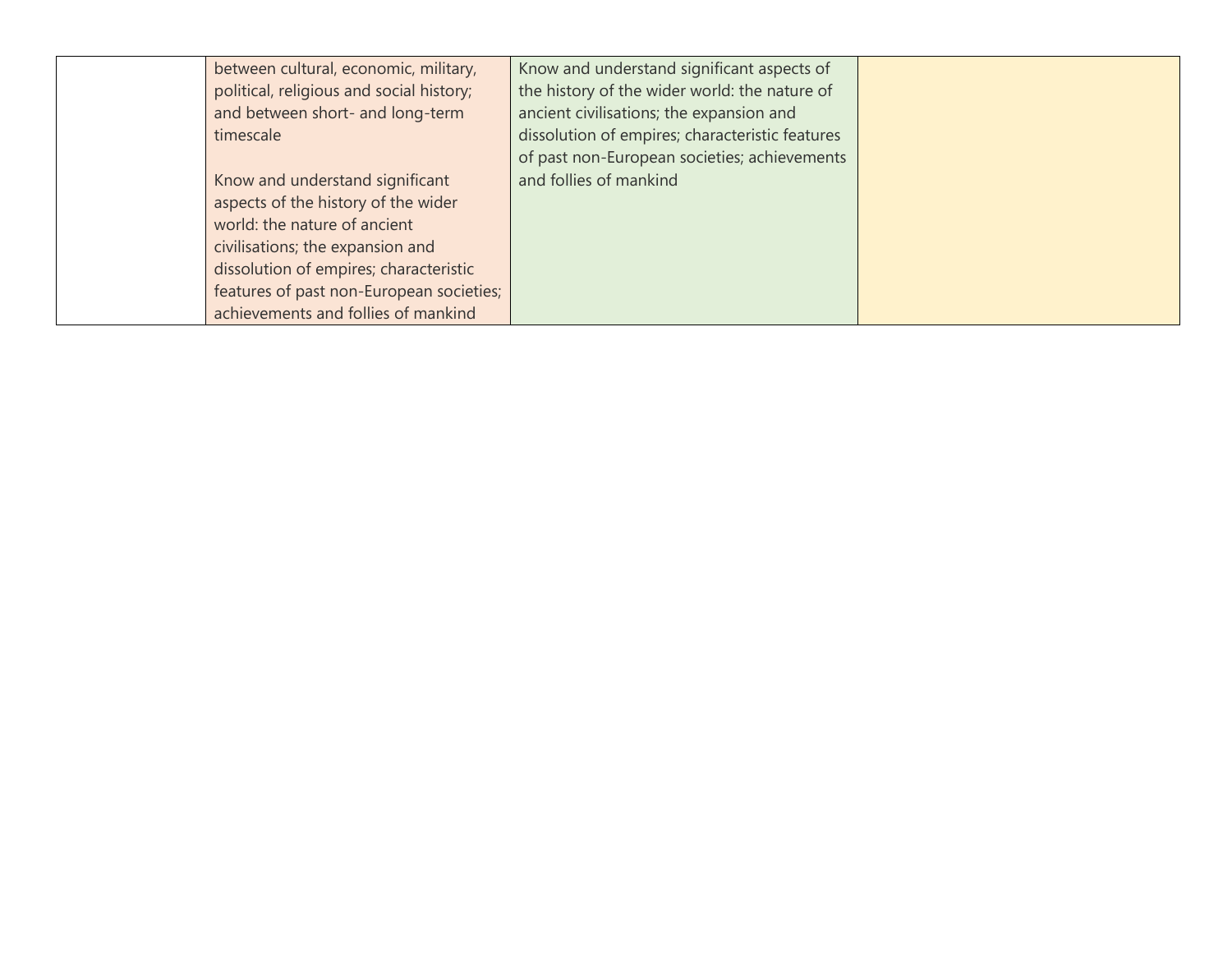| | | | |
|---|---|---|---|
| | between cultural, economic, military, political, religious and social history; and between short- and long-term timescale<br><br>Know and understand significant aspects of the history of the wider world: the nature of ancient civilisations; the expansion and dissolution of empires; characteristic features of past non-European societies; achievements and follies of mankind | Know and understand significant aspects of the history of the wider world: the nature of ancient civilisations; the expansion and dissolution of empires; characteristic features of past non-European societies; achievements and follies of mankind | |